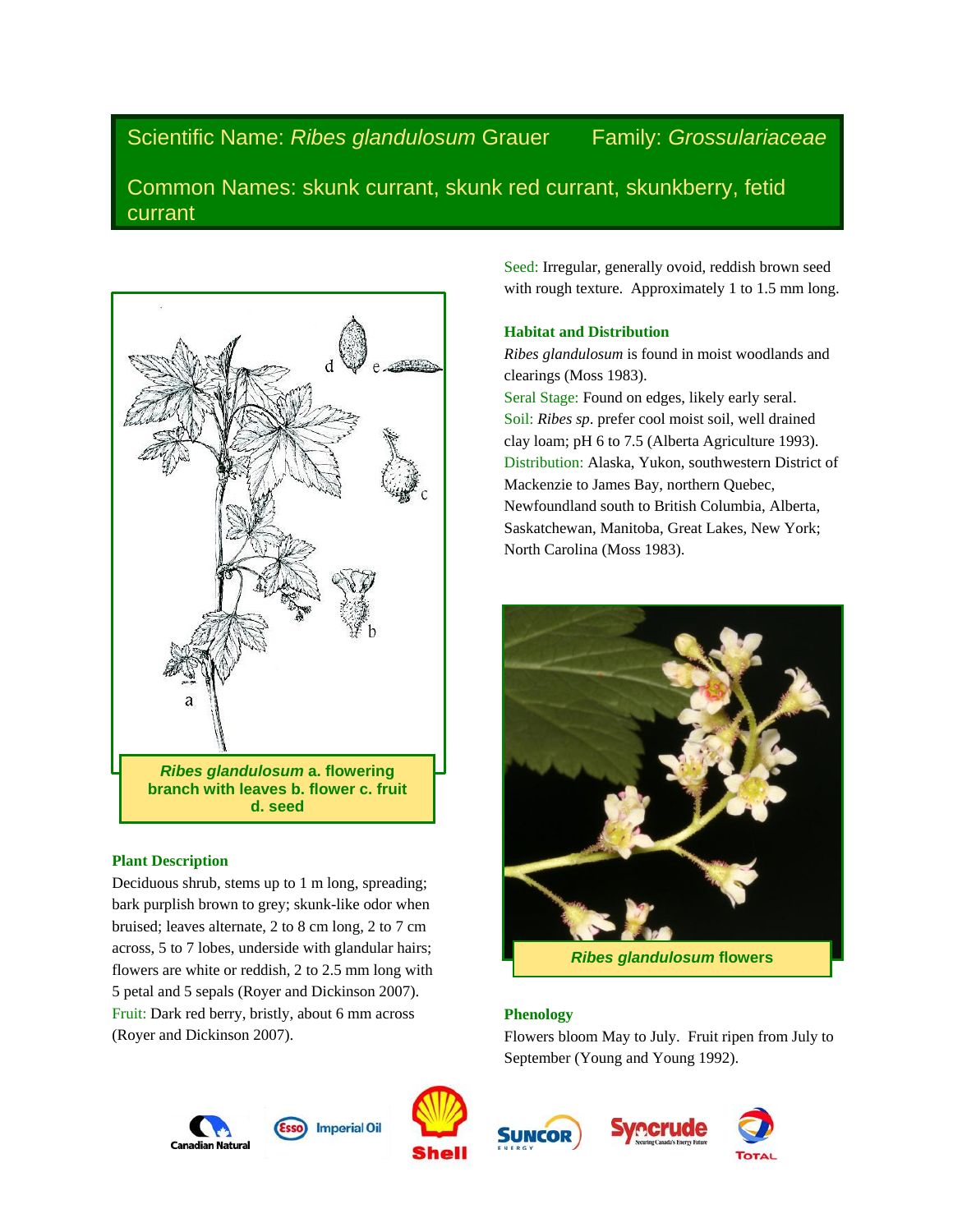# Scientific Name: *Ribes glandulosum* Grauer Family: *Grossulariaceae*

## Common Names: skunk currant, skunk red currant, skunkberry, fetid currant

***Ribes glandulosum*** **a. flowering branch with leaves b. flower c. fruit d. seed**

### Plant Description

Deciduous shrub, stems up to 1 m long, spreading; bark purplish brown to grey; skunk-like odor when bruised; leaves alternate, 2 to 8 cm long, 2 to 7 cm across, 5 to 7 lobes, underside with glandular hairs; flowers are white or reddish, 2 to 2.5 mm long with 5 petal and 5 sepals (Royer and Dickinson 2007).

Fruit: Dark red berry, bristly, about 6 mm across (Royer and Dickinson 2007).

Seed: Irregular, generally ovoid, reddish brown seed with rough texture. Approximately 1 to 1.5 mm long.

### Habitat and Distribution

*Ribes glandulosum* is found in moist woodlands and clearings (Moss 1983).

Seral Stage: Found on edges, likely early seral.

Soil: *Ribes sp*. prefer cool moist soil, well drained clay loam; pH 6 to 7.5 (Alberta Agriculture 1993).

Distribution: Alaska, Yukon, southwestern District of Mackenzie to James Bay, northern Quebec, Newfoundland south to British Columbia, Alberta, Saskatchewan, Manitoba, Great Lakes, New York; North Carolina (Moss 1983).

***Ribes glandulosum*** **flowers**

### Phenology

Flowers bloom May to July. Fruit ripen from July to September (Young and Young 1992).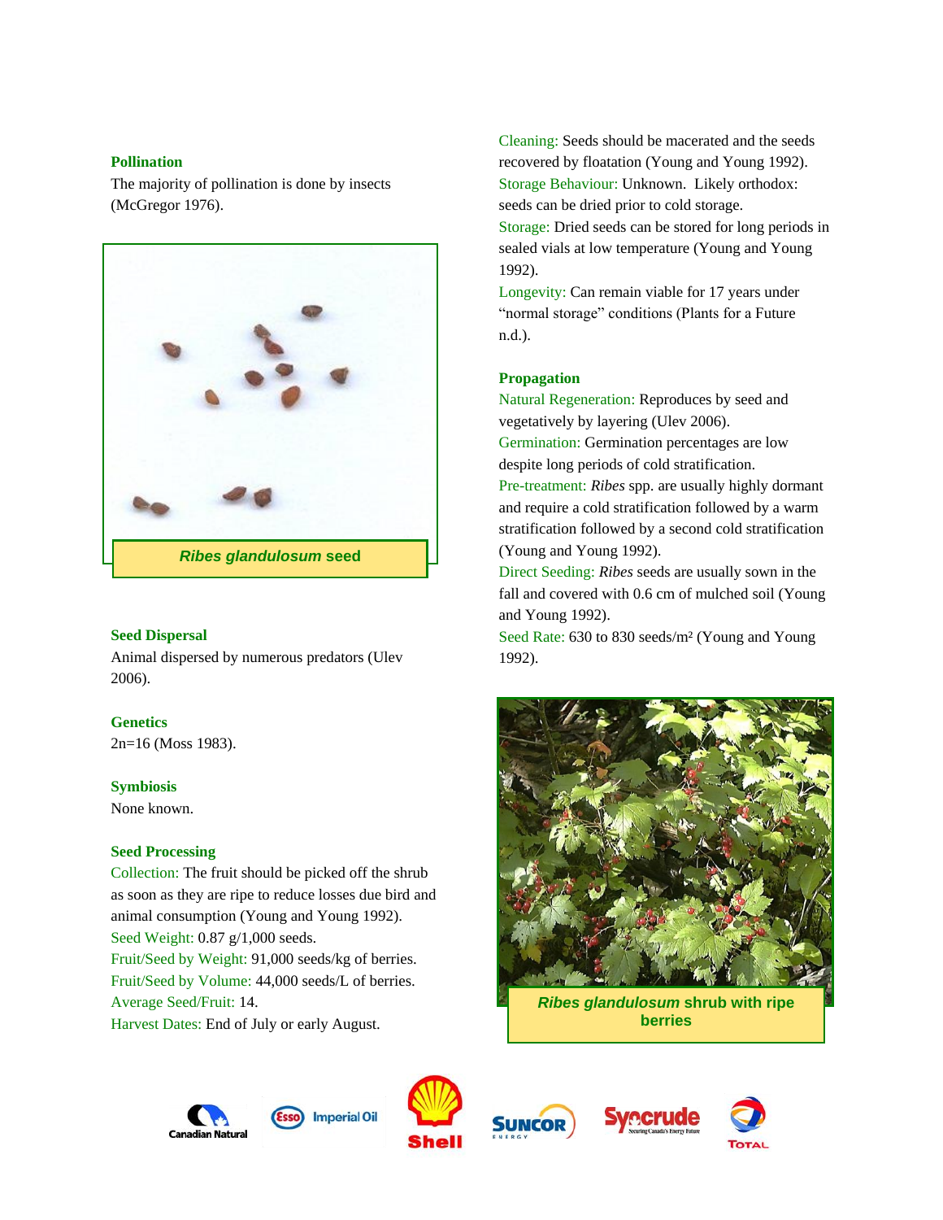### Pollination

The majority of pollination is done by insects (McGregor 1976).

*Ribes glandulosum* seed

### Seed Dispersal

Animal dispersed by numerous predators (Ulev 2006).

### Genetics

2n=16 (Moss 1983).

### Symbiosis

None known.

### Seed Processing

Collection: The fruit should be picked off the shrub as soon as they are ripe to reduce losses due bird and animal consumption (Young and Young 1992).
Seed Weight: 0.87 g/1,000 seeds.
Fruit/Seed by Weight: 91,000 seeds/kg of berries.
Fruit/Seed by Volume: 44,000 seeds/L of berries.
Average Seed/Fruit: 14.
Harvest Dates: End of July or early August.
Cleaning: Seeds should be macerated and the seeds recovered by floatation (Young and Young 1992).
Storage Behaviour: Unknown. Likely orthodox: seeds can be dried prior to cold storage.
Storage: Dried seeds can be stored for long periods in sealed vials at low temperature (Young and Young 1992).
Longevity: Can remain viable for 17 years under "normal storage" conditions (Plants for a Future n.d.).

### Propagation

Natural Regeneration: Reproduces by seed and vegetatively by layering (Ulev 2006).
Germination: Germination percentages are low despite long periods of cold stratification.
Pre-treatment: *Ribes* spp. are usually highly dormant and require a cold stratification followed by a warm stratification followed by a second cold stratification (Young and Young 1992).
Direct Seeding: *Ribes* seeds are usually sown in the fall and covered with 0.6 cm of mulched soil (Young and Young 1992).
Seed Rate: 630 to 830 seeds/m² (Young and Young 1992).

*Ribes glandulosum* shrub with ripe berries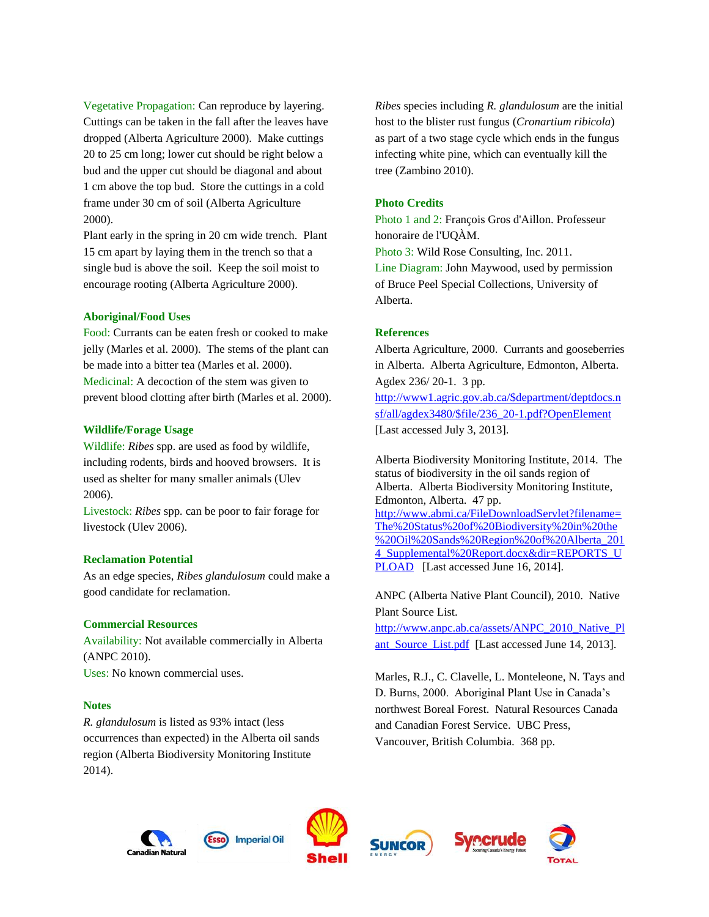Vegetative Propagation: Can reproduce by layering. Cuttings can be taken in the fall after the leaves have dropped (Alberta Agriculture 2000). Make cuttings 20 to 25 cm long; lower cut should be right below a bud and the upper cut should be diagonal and about 1 cm above the top bud. Store the cuttings in a cold frame under 30 cm of soil (Alberta Agriculture 2000).
Plant early in the spring in 20 cm wide trench. Plant 15 cm apart by laying them in the trench so that a single bud is above the soil. Keep the soil moist to encourage rooting (Alberta Agriculture 2000).

## Aboriginal/Food Uses

Food: Currants can be eaten fresh or cooked to make jelly (Marles et al. 2000). The stems of the plant can be made into a bitter tea (Marles et al. 2000).
Medicinal: A decoction of the stem was given to prevent blood clotting after birth (Marles et al. 2000).

## Wildlife/Forage Usage

Wildlife: *Ribes* spp. are used as food by wildlife, including rodents, birds and hooved browsers. It is used as shelter for many smaller animals (Ulev 2006).
Livestock: *Ribes* spp. can be poor to fair forage for livestock (Ulev 2006).

## Reclamation Potential

As an edge species, *Ribes glandulosum* could make a good candidate for reclamation.

## Commercial Resources

Availability: Not available commercially in Alberta (ANPC 2010).
Uses: No known commercial uses.

## Notes

*R. glandulosum* is listed as 93% intact (less occurrences than expected) in the Alberta oil sands region (Alberta Biodiversity Monitoring Institute 2014).

*Ribes* species including *R. glandulosum* are the initial host to the blister rust fungus (*Cronartium ribicola*) as part of a two stage cycle which ends in the fungus infecting white pine, which can eventually kill the tree (Zambino 2010).

## Photo Credits

Photo 1 and 2: François Gros d'Aillon. Professeur honoraire de l'UQÀM.
Photo 3: Wild Rose Consulting, Inc. 2011.
Line Diagram: John Maywood, used by permission of Bruce Peel Special Collections, University of Alberta.

## References

Alberta Agriculture, 2000. Currants and gooseberries in Alberta. Alberta Agriculture, Edmonton, Alberta. Agdex 236/ 20-1. 3 pp. http://www1.agric.gov.ab.ca/$department/deptdocs.nsf/all/agdex3480/$file/236_20-1.pdf?OpenElement [Last accessed July 3, 2013].

Alberta Biodiversity Monitoring Institute, 2014. The status of biodiversity in the oil sands region of Alberta. Alberta Biodiversity Monitoring Institute, Edmonton, Alberta. 47 pp. http://www.abmi.ca/FileDownloadServlet?filename=The%20Status%20of%20Biodiversity%20in%20the%20Oil%20Sands%20Region%20of%20Alberta_2014_Supplemental%20Report.docx&dir=REPORTS_UPLOAD [Last accessed June 16, 2014].

ANPC (Alberta Native Plant Council), 2010. Native Plant Source List. http://www.anpc.ab.ca/assets/ANPC_2010_Native_Plant_Source_List.pdf [Last accessed June 14, 2013].

Marles, R.J., C. Clavelle, L. Monteleone, N. Tays and D. Burns, 2000. Aboriginal Plant Use in Canada's northwest Boreal Forest. Natural Resources Canada and Canadian Forest Service. UBC Press, Vancouver, British Columbia. 368 pp.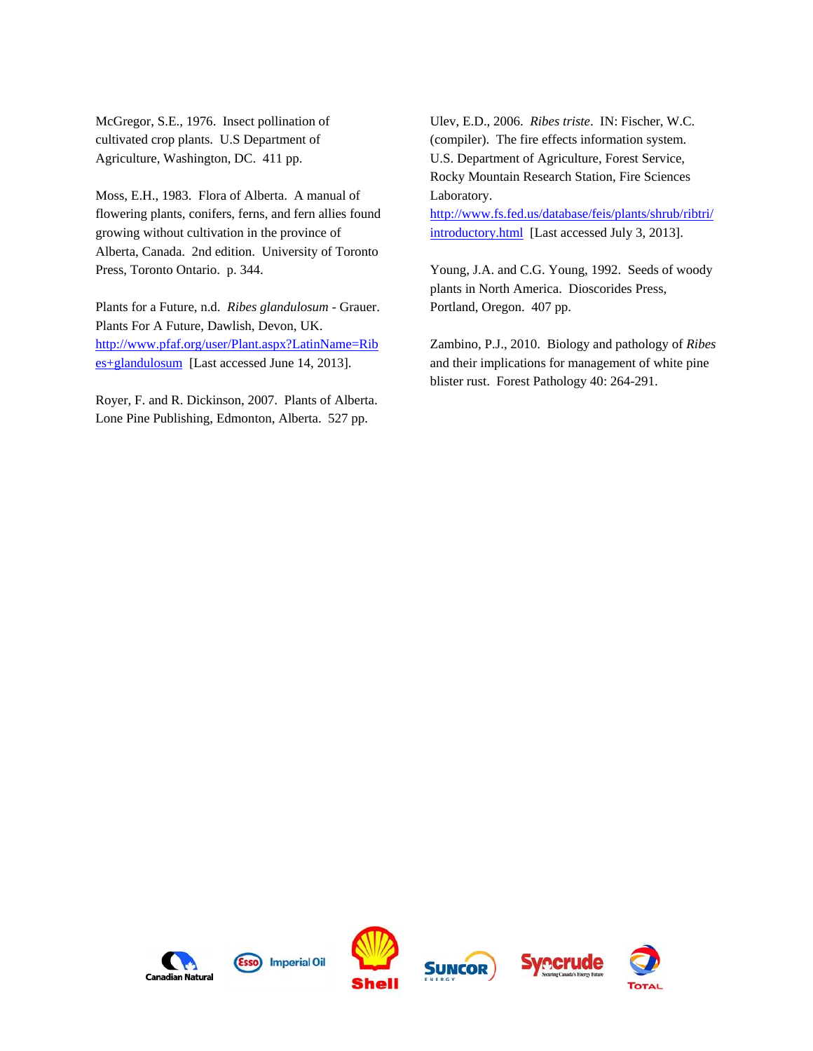McGregor, S.E., 1976. Insect pollination of cultivated crop plants. U.S Department of Agriculture, Washington, DC. 411 pp.

Moss, E.H., 1983. Flora of Alberta. A manual of flowering plants, conifers, ferns, and fern allies found growing without cultivation in the province of Alberta, Canada. 2nd edition. University of Toronto Press, Toronto Ontario. p. 344.

Plants for a Future, n.d. *Ribes glandulosum* - Grauer. Plants For A Future, Dawlish, Devon, UK. http://www.pfaf.org/user/Plant.aspx?LatinName=Ribes+glandulosum [Last accessed June 14, 2013].

Royer, F. and R. Dickinson, 2007. Plants of Alberta. Lone Pine Publishing, Edmonton, Alberta. 527 pp.

Ulev, E.D., 2006. *Ribes triste*. IN: Fischer, W.C. (compiler). The fire effects information system. U.S. Department of Agriculture, Forest Service, Rocky Mountain Research Station, Fire Sciences Laboratory. http://www.fs.fed.us/database/feis/plants/shrub/ribtri/introductory.html [Last accessed July 3, 2013].

Young, J.A. and C.G. Young, 1992. Seeds of woody plants in North America. Dioscorides Press, Portland, Oregon. 407 pp.

Zambino, P.J., 2010. Biology and pathology of *Ribes* and their implications for management of white pine blister rust. Forest Pathology 40: 264-291.